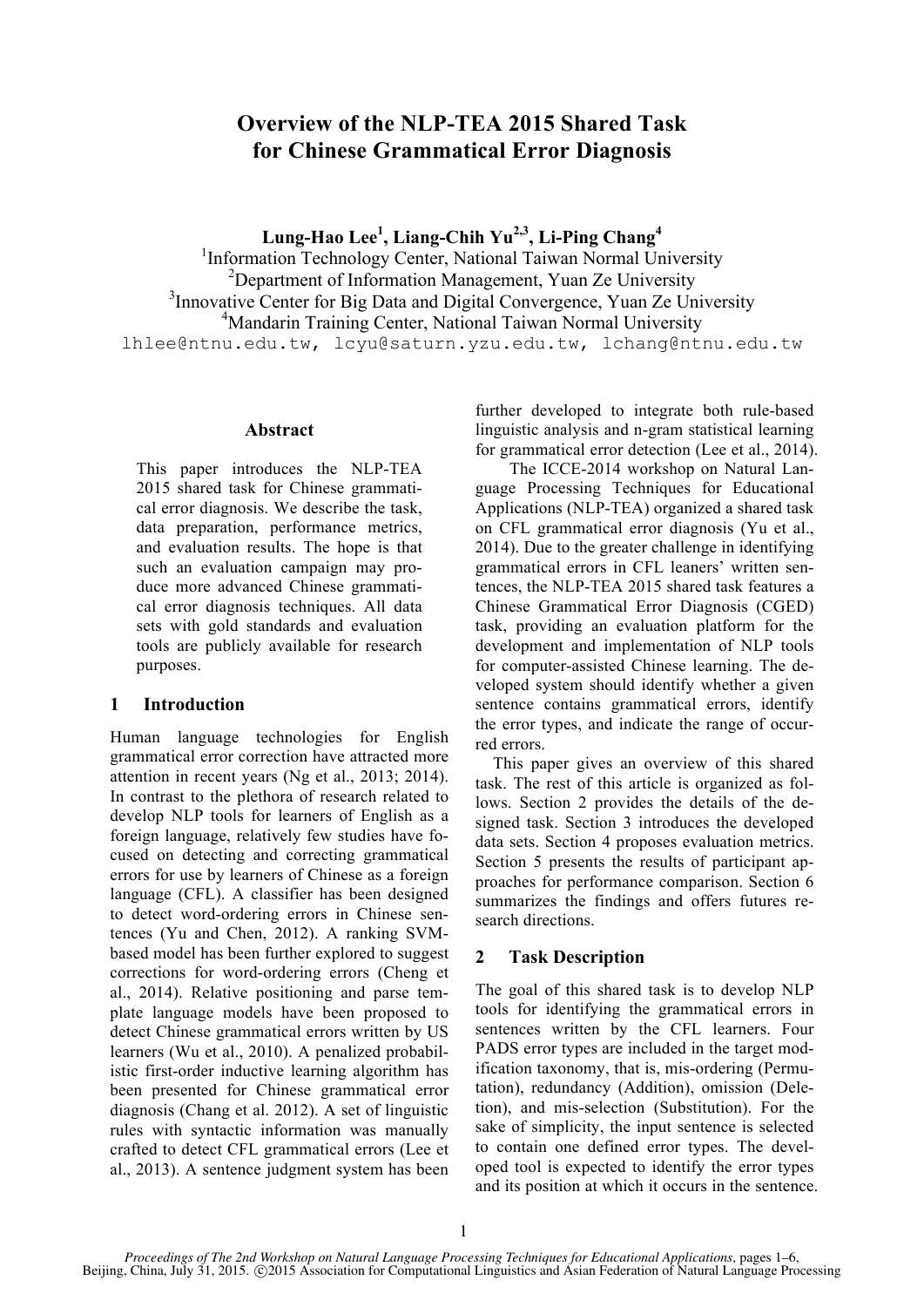# Overview of the NLP-TEA 2015 Shared Task for Chinese Grammatical Error Diagnosis

**Lung-Hao Lee[1], Liang-Chih Yu[2,3], Li-Ping Chang[4]**

[1]Information Technology Center, National Taiwan Normal University
[2]Department of Information Management, Yuan Ze University
[3]Innovative Center for Big Data and Digital Convergence, Yuan Ze University
[4]Mandarin Training Center, National Taiwan Normal University
lhlee@ntnu.edu.tw, lcyu@saturn.yzu.edu.tw, lchang@ntnu.edu.tw

## Abstract

This paper introduces the NLP-TEA 2015 shared task for Chinese grammatical error diagnosis. We describe the task, data preparation, performance metrics, and evaluation results. The hope is that such an evaluation campaign may produce more advanced Chinese grammatical error diagnosis techniques. All data sets with gold standards and evaluation tools are publicly available for research purposes.

## 1 Introduction

Human language technologies for English grammatical error correction have attracted more attention in recent years (Ng et al., 2013; 2014). In contrast to the plethora of research related to develop NLP tools for learners of English as a foreign language, relatively few studies have focused on detecting and correcting grammatical errors for use by learners of Chinese as a foreign language (CFL). A classifier has been designed to detect word-ordering errors in Chinese sentences (Yu and Chen, 2012). A ranking SVM-based model has been further explored to suggest corrections for word-ordering errors (Cheng et al., 2014). Relative positioning and parse template language models have been proposed to detect Chinese grammatical errors written by US learners (Wu et al., 2010). A penalized probabilistic first-order inductive learning algorithm has been presented for Chinese grammatical error diagnosis (Chang et al. 2012). A set of linguistic rules with syntactic information was manually crafted to detect CFL grammatical errors (Lee et al., 2013). A sentence judgment system has been further developed to integrate both rule-based linguistic analysis and n-gram statistical learning for grammatical error detection (Lee et al., 2014).

The ICCE-2014 workshop on Natural Language Processing Techniques for Educational Applications (NLP-TEA) organized a shared task on CFL grammatical error diagnosis (Yu et al., 2014). Due to the greater challenge in identifying grammatical errors in CFL leaners' written sentences, the NLP-TEA 2015 shared task features a Chinese Grammatical Error Diagnosis (CGED) task, providing an evaluation platform for the development and implementation of NLP tools for computer-assisted Chinese learning. The developed system should identify whether a given sentence contains grammatical errors, identify the error types, and indicate the range of occurred errors.

This paper gives an overview of this shared task. The rest of this article is organized as follows. Section 2 provides the details of the designed task. Section 3 introduces the developed data sets. Section 4 proposes evaluation metrics. Section 5 presents the results of participant approaches for performance comparison. Section 6 summarizes the findings and offers futures research directions.

## 2 Task Description

The goal of this shared task is to develop NLP tools for identifying the grammatical errors in sentences written by the CFL learners. Four PADS error types are included in the target modification taxonomy, that is, mis-ordering (Permutation), redundancy (Addition), omission (Deletion), and mis-selection (Substitution). For the sake of simplicity, the input sentence is selected to contain one defined error types. The developed tool is expected to identify the error types and its position at which it occurs in the sentence.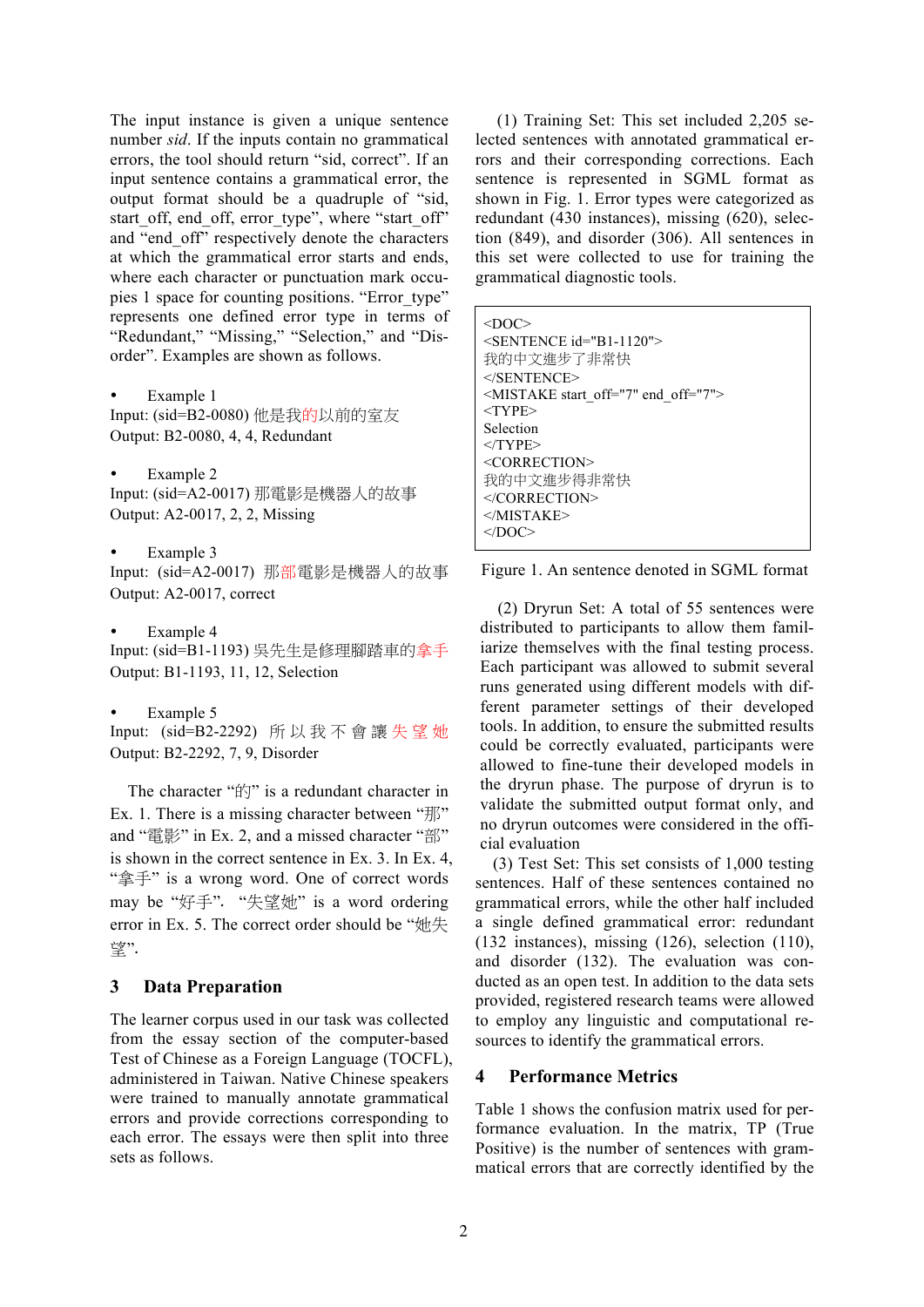The input instance is given a unique sentence number *sid*. If the inputs contain no grammatical errors, the tool should return "sid, correct". If an input sentence contains a grammatical error, the output format should be a quadruple of "sid, start_off, end_off, error_type", where "start_off" and "end_off" respectively denote the characters at which the grammatical error starts and ends, where each character or punctuation mark occupies 1 space for counting positions. "Error_type" represents one defined error type in terms of "Redundant," "Missing," "Selection," and "Disorder". Examples are shown as follows.

- Example 1

Input: (sid=B2-0080) 他是我的以前的室友
Output: B2-0080, 4, 4, Redundant

- Example 2

Input: (sid=A2-0017) 那電影是機器人的故事
Output: A2-0017, 2, 2, Missing

- Example 3

Input: (sid=A2-0017) 那部電影是機器人的故事
Output: A2-0017, correct

- Example 4

Input: (sid=B1-1193) 吳先生是修理腳踏車的拿手
Output: B1-1193, 11, 12, Selection

- Example 5

Input: (sid=B2-2292) 所 以 我 不 會 讓 失 望 她
Output: B2-2292, 7, 9, Disorder

The character "的" is a redundant character in Ex. 1. There is a missing character between "那" and "電影" in Ex. 2, and a missed character "部" is shown in the correct sentence in Ex. 3. In Ex. 4, "拿手" is a wrong word. One of correct words may be "好手". "失望她" is a word ordering error in Ex. 5. The correct order should be "她失望".

## 3 Data Preparation

The learner corpus used in our task was collected from the essay section of the computer-based Test of Chinese as a Foreign Language (TOCFL), administered in Taiwan. Native Chinese speakers were trained to manually annotate grammatical errors and provide corrections corresponding to each error. The essays were then split into three sets as follows.

(1) Training Set: This set included 2,205 selected sentences with annotated grammatical errors and their corresponding corrections. Each sentence is represented in SGML format as shown in Fig. 1. Error types were categorized as redundant (430 instances), missing (620), selection (849), and disorder (306). All sentences in this set were collected to use for training the grammatical diagnostic tools.

```
<DOC>
<SENTENCE id="B1-1120">
我的中文進步了非常快
</SENTENCE>
<MISTAKE start_off="7" end_off="7">
<TYPE>
Selection
</TYPE>
<CORRECTION>
我的中文進步得非常快
</CORRECTION>
</MISTAKE>
</DOC>
```

Figure 1. An sentence denoted in SGML format

(2) Dryrun Set: A total of 55 sentences were distributed to participants to allow them familiarize themselves with the final testing process. Each participant was allowed to submit several runs generated using different models with different parameter settings of their developed tools. In addition, to ensure the submitted results could be correctly evaluated, participants were allowed to fine-tune their developed models in the dryrun phase. The purpose of dryrun is to validate the submitted output format only, and no dryrun outcomes were considered in the official evaluation

(3) Test Set: This set consists of 1,000 testing sentences. Half of these sentences contained no grammatical errors, while the other half included a single defined grammatical error: redundant (132 instances), missing (126), selection (110), and disorder (132). The evaluation was conducted as an open test. In addition to the data sets provided, registered research teams were allowed to employ any linguistic and computational resources to identify the grammatical errors.

## 4 Performance Metrics

Table 1 shows the confusion matrix used for performance evaluation. In the matrix, TP (True Positive) is the number of sentences with grammatical errors that are correctly identified by the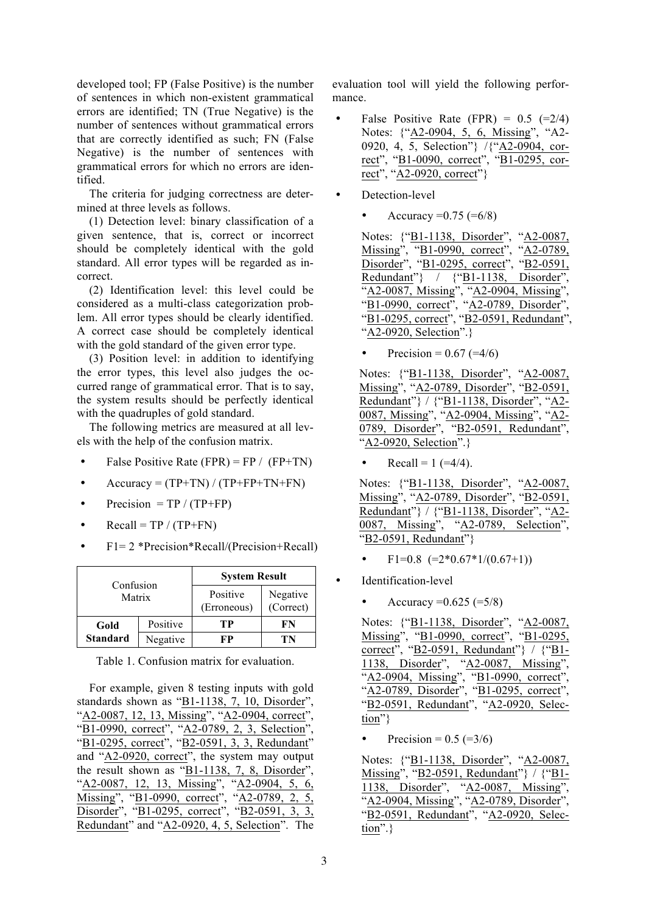developed tool; FP (False Positive) is the number of sentences in which non-existent grammatical errors are identified; TN (True Negative) is the number of sentences without grammatical errors that are correctly identified as such; FN (False Negative) is the number of sentences with grammatical errors for which no errors are identified.

The criteria for judging correctness are determined at three levels as follows.

(1) Detection level: binary classification of a given sentence, that is, correct or incorrect should be completely identical with the gold standard. All error types will be regarded as incorrect.

(2) Identification level: this level could be considered as a multi-class categorization problem. All error types should be clearly identified. A correct case should be completely identical with the gold standard of the given error type.

(3) Position level: in addition to identifying the error types, this level also judges the occurred range of grammatical error. That is to say, the system results should be perfectly identical with the quadruples of gold standard.

The following metrics are measured at all levels with the help of the confusion matrix.

- False Positive Rate (FPR) = FP / (FP+TN)
- Accuracy = (TP+TN) / (TP+FP+TN+FN)
- Precision = TP / (TP+FP)
- Recall = TP / (TP+FN)
- F1= 2 \*Precision\*Recall/(Precision+Recall)

| Confusion Matrix | | System Result | |
|---|---|---|---|
| | | Positive (Erroneous) | Negative (Correct) |
| **Gold Standard** | Positive | **TP** | **FN** |
| | Negative | **FP** | **TN** |

Table 1. Confusion matrix for evaluation.

For example, given 8 testing inputs with gold standards shown as "B1-1138, 7, 10, Disorder", "A2-0087, 12, 13, Missing", "A2-0904, correct", "B1-0990, correct", "A2-0789, 2, 3, Selection", "B1-0295, correct", "B2-0591, 3, 3, Redundant" and "A2-0920, correct", the system may output the result shown as "B1-1138, 7, 8, Disorder", "A2-0087, 12, 13, Missing", "A2-0904, 5, 6, Missing", "B1-0990, correct", "A2-0789, 2, 5, Disorder", "B1-0295, correct", "B2-0591, 3, 3, Redundant" and "A2-0920, 4, 5, Selection". The evaluation tool will yield the following performance.

- False Positive Rate (FPR) = 0.5 (=2/4)
  Notes: {"A2-0904, 5, 6, Missing", "A2-0920, 4, 5, Selection"} /{"A2-0904, correct", "B1-0090, correct", "B1-0295, correct", "A2-0920, correct"}
- Detection-level
  - Accuracy =0.75 (=6/8)

    Notes: {"B1-1138, Disorder", "A2-0087, Missing", "B1-0990, correct", "A2-0789, Disorder", "B1-0295, correct", "B2-0591, Redundant"} / {"B1-1138, Disorder", "A2-0087, Missing", "A2-0904, Missing", "B1-0990, correct", "A2-0789, Disorder", "B1-0295, correct", "B2-0591, Redundant", "A2-0920, Selection".}
  - Precision = 0.67 (=4/6)

    Notes: {"B1-1138, Disorder", "A2-0087, Missing", "A2-0789, Disorder", "B2-0591, Redundant"} / {"B1-1138, Disorder", "A2-0087, Missing", "A2-0904, Missing", "A2-0789, Disorder", "B2-0591, Redundant", "A2-0920, Selection".}
  - Recall = 1 (=4/4).

    Notes: {"B1-1138, Disorder", "A2-0087, Missing", "A2-0789, Disorder", "B2-0591, Redundant"} / {"B1-1138, Disorder", "A2-0087, Missing", "A2-0789, Selection", "B2-0591, Redundant"}
  - F1=0.8 (=2\*0.67\*1/(0.67+1))
- Identification-level
  - Accuracy =0.625 (=5/8)

    Notes: {"B1-1138, Disorder", "A2-0087, Missing", "B1-0990, correct", "B1-0295, correct", "B2-0591, Redundant"} / {"B1-1138, Disorder", "A2-0087, Missing", "A2-0904, Missing", "B1-0990, correct", "A2-0789, Disorder", "B1-0295, correct", "B2-0591, Redundant", "A2-0920, Selection"}
  - Precision = 0.5 (=3/6)

    Notes: {"B1-1138, Disorder", "A2-0087, Missing", "B2-0591, Redundant"} / {"B1-1138, Disorder", "A2-0087, Missing", "A2-0904, Missing", "A2-0789, Disorder", "B2-0591, Redundant", "A2-0920, Selection".}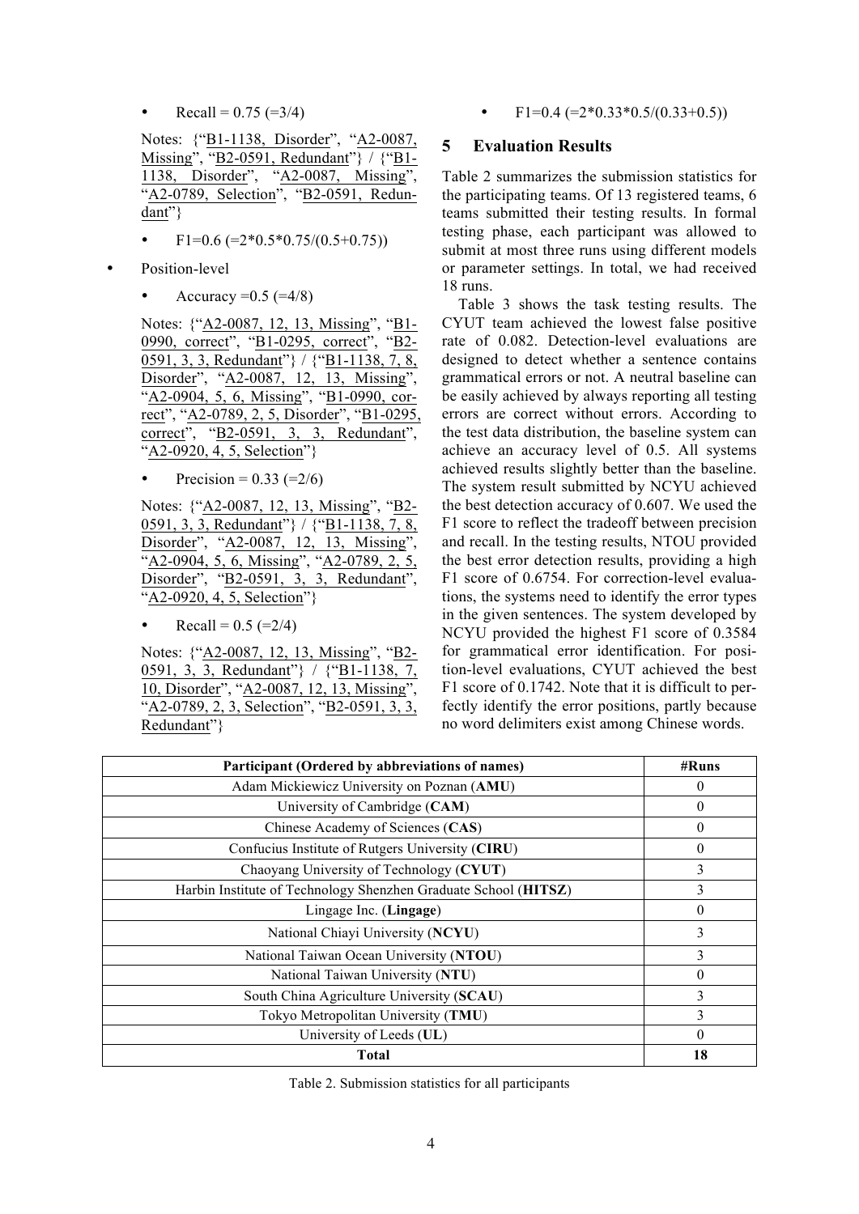- Recall = 0.75 (=3/4)

  Notes: {"B1-1138, Disorder", "A2-0087, Missing", "B2-0591, Redundant"} / {"B1-1138, Disorder", "A2-0087, Missing", "A2-0789, Selection", "B2-0591, Redundant"}

- F1=0.6 (=2\*0.5\*0.75/(0.5+0.75))

- Position-level
  - Accuracy =0.5 (=4/8)

    Notes: {"A2-0087, 12, 13, Missing", "B1-0990, correct", "B1-0295, correct", "B2-0591, 3, 3, Redundant"} / {"B1-1138, 7, 8, Disorder", "A2-0087, 12, 13, Missing", "A2-0904, 5, 6, Missing", "B1-0990, correct", "A2-0789, 2, 5, Disorder", "B1-0295, correct", "B2-0591, 3, 3, Redundant", "A2-0920, 4, 5, Selection"}

  - Precision = 0.33 (=2/6)

    Notes: {"A2-0087, 12, 13, Missing", "B2-0591, 3, 3, Redundant"} / {"B1-1138, 7, 8, Disorder", "A2-0087, 12, 13, Missing", "A2-0904, 5, 6, Missing", "A2-0789, 2, 5, Disorder", "B2-0591, 3, 3, Redundant", "A2-0920, 4, 5, Selection"}

  - Recall = 0.5 (=2/4)

    Notes: {"A2-0087, 12, 13, Missing", "B2-0591, 3, 3, Redundant"} / {"B1-1138, 7, 10, Disorder", "A2-0087, 12, 13, Missing", "A2-0789, 2, 3, Selection", "B2-0591, 3, 3, Redundant"}

  - F1=0.4 (=2\*0.33\*0.5/(0.33+0.5))

## 5 Evaluation Results

Table 2 summarizes the submission statistics for the participating teams. Of 13 registered teams, 6 teams submitted their testing results. In formal testing phase, each participant was allowed to submit at most three runs using different models or parameter settings. In total, we had received 18 runs.

Table 3 shows the task testing results. The CYUT team achieved the lowest false positive rate of 0.082. Detection-level evaluations are designed to detect whether a sentence contains grammatical errors or not. A neutral baseline can be easily achieved by always reporting all testing errors are correct without errors. According to the test data distribution, the baseline system can achieve an accuracy level of 0.5. All systems achieved results slightly better than the baseline. The system result submitted by NCYU achieved the best detection accuracy of 0.607. We used the F1 score to reflect the tradeoff between precision and recall. In the testing results, NTOU provided the best error detection results, providing a high F1 score of 0.6754. For correction-level evaluations, the systems need to identify the error types in the given sentences. The system developed by NCYU provided the highest F1 score of 0.3584 for grammatical error identification. For position-level evaluations, CYUT achieved the best F1 score of 0.1742. Note that it is difficult to perfectly identify the error positions, partly because no word delimiters exist among Chinese words.

| Participant (Ordered by abbreviations of names) | #Runs |
|---|---|
| Adam Mickiewicz University on Poznan (**AMU**) | 0 |
| University of Cambridge (**CAM**) | 0 |
| Chinese Academy of Sciences (**CAS**) | 0 |
| Confucius Institute of Rutgers University (**CIRU**) | 0 |
| Chaoyang University of Technology (**CYUT**) | 3 |
| Harbin Institute of Technology Shenzhen Graduate School (**HITSZ**) | 3 |
| Lingage Inc. (**Lingage**) | 0 |
| National Chiayi University (**NCYU**) | 3 |
| National Taiwan Ocean University (**NTOU**) | 3 |
| National Taiwan University (**NTU**) | 0 |
| South China Agriculture University (**SCAU**) | 3 |
| Tokyo Metropolitan University (**TMU**) | 3 |
| University of Leeds (**UL**) | 0 |
| **Total** | **18** |

Table 2. Submission statistics for all participants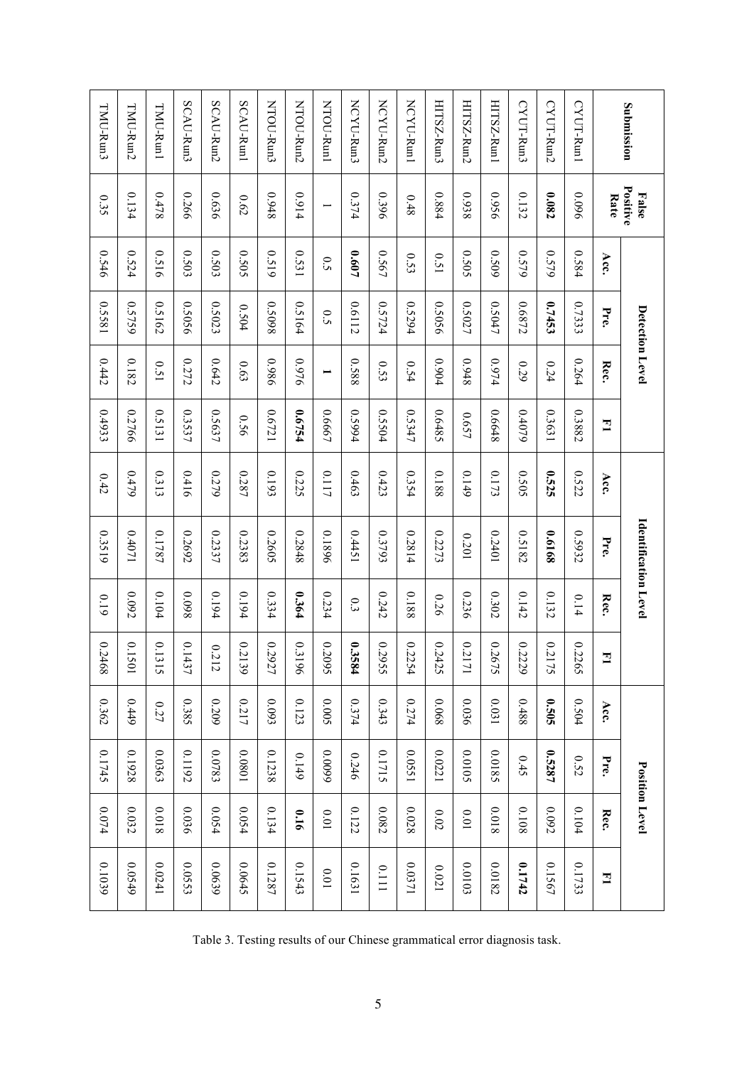| Submission | False Positive Rate | Detection Level | | | | Identification Level | | | | Position Level | | | |
|---|---|---|---|---|---|---|---|---|---|---|---|---|---|
| | | Acc. | Pre. | Rec. | F1 | Acc. | Pre. | Rec. | F1 | Acc. | Pre. | Rec. | F1 |
| CYUT-Run1 | 0.096 | 0.584 | 0.7333 | 0.264 | 0.3882 | 0.522 | 0.5932 | 0.14 | 0.2265 | 0.504 | 0.52 | 0.104 | 0.1733 |
| CYUT-Run2 | **0.082** | 0.579 | **0.7453** | 0.24 | 0.3631 | **0.525** | **0.6168** | 0.132 | 0.2175 | **0.505** | **0.5287** | 0.092 | 0.1567 |
| CYUT-Run3 | 0.132 | 0.579 | 0.6872 | 0.29 | 0.4079 | 0.505 | 0.5182 | 0.142 | 0.2229 | 0.488 | 0.45 | 0.108 | **0.1742** |
| HITSZ-Run1 | 0.956 | 0.509 | 0.5047 | 0.974 | 0.6648 | 0.173 | 0.2401 | 0.302 | 0.2675 | 0.031 | 0.0185 | 0.018 | 0.0182 |
| HITSZ-Run2 | 0.938 | 0.505 | 0.5027 | 0.948 | 0.657 | 0.149 | 0.201 | 0.236 | 0.2171 | 0.036 | 0.0105 | 0.01 | 0.0103 |
| HITSZ-Run3 | 0.884 | 0.51 | 0.5056 | 0.904 | 0.6485 | 0.188 | 0.2273 | 0.26 | 0.2425 | 0.068 | 0.0221 | 0.02 | 0.021 |
| NCYU-Run1 | 0.48 | 0.53 | 0.5294 | 0.54 | 0.5347 | 0.354 | 0.2814 | 0.188 | 0.2254 | 0.274 | 0.0551 | 0.028 | 0.0371 |
| NCYU-Run2 | 0.396 | 0.567 | 0.5724 | 0.53 | 0.5504 | 0.423 | 0.3793 | 0.242 | 0.2955 | 0.343 | 0.1715 | 0.082 | 0.111 |
| NCYU-Run3 | 0.374 | **0.607** | 0.6112 | 0.588 | 0.5994 | 0.463 | 0.4451 | 0.3 | **0.3584** | 0.374 | 0.246 | 0.122 | 0.1631 |
| NTOU-Run1 | 1 | 0.5 | 0.5 | **1** | 0.6667 | 0.117 | 0.1896 | 0.234 | 0.2095 | 0.005 | 0.0099 | 0.01 | 0.01 |
| NTOU-Run2 | 0.914 | 0.531 | 0.5164 | 0.976 | **0.6754** | 0.225 | 0.2848 | **0.364** | 0.3196 | 0.123 | 0.149 | **0.16** | 0.1543 |
| NTOU-Run3 | 0.948 | 0.519 | 0.5098 | 0.986 | 0.6721 | 0.193 | 0.2605 | 0.334 | 0.2927 | 0.093 | 0.1238 | 0.134 | 0.1287 |
| SCAU-Run1 | 0.62 | 0.505 | 0.504 | 0.63 | 0.56 | 0.287 | 0.2383 | 0.194 | 0.2139 | 0.217 | 0.0801 | 0.054 | 0.0645 |
| SCAU-Run2 | 0.636 | 0.503 | 0.5023 | 0.642 | 0.5637 | 0.279 | 0.2337 | 0.194 | 0.212 | 0.209 | 0.0783 | 0.054 | 0.0639 |
| SCAU-Run3 | 0.266 | 0.503 | 0.5056 | 0.272 | 0.3537 | 0.416 | 0.2692 | 0.098 | 0.1437 | 0.385 | 0.1192 | 0.036 | 0.0553 |
| TMU-Run1 | 0.478 | 0.516 | 0.5162 | 0.51 | 0.5131 | 0.313 | 0.1787 | 0.104 | 0.1315 | 0.27 | 0.0363 | 0.018 | 0.0241 |
| TMU-Run2 | 0.134 | 0.524 | 0.5759 | 0.182 | 0.2766 | 0.479 | 0.4071 | 0.092 | 0.1501 | 0.449 | 0.1928 | 0.032 | 0.0549 |
| TMU-Run3 | 0.35 | 0.546 | 0.5581 | 0.442 | 0.4933 | 0.42 | 0.3519 | 0.19 | 0.2468 | 0.362 | 0.1745 | 0.074 | 0.1039 |

Table 3. Testing results of our Chinese grammatical error diagnosis task.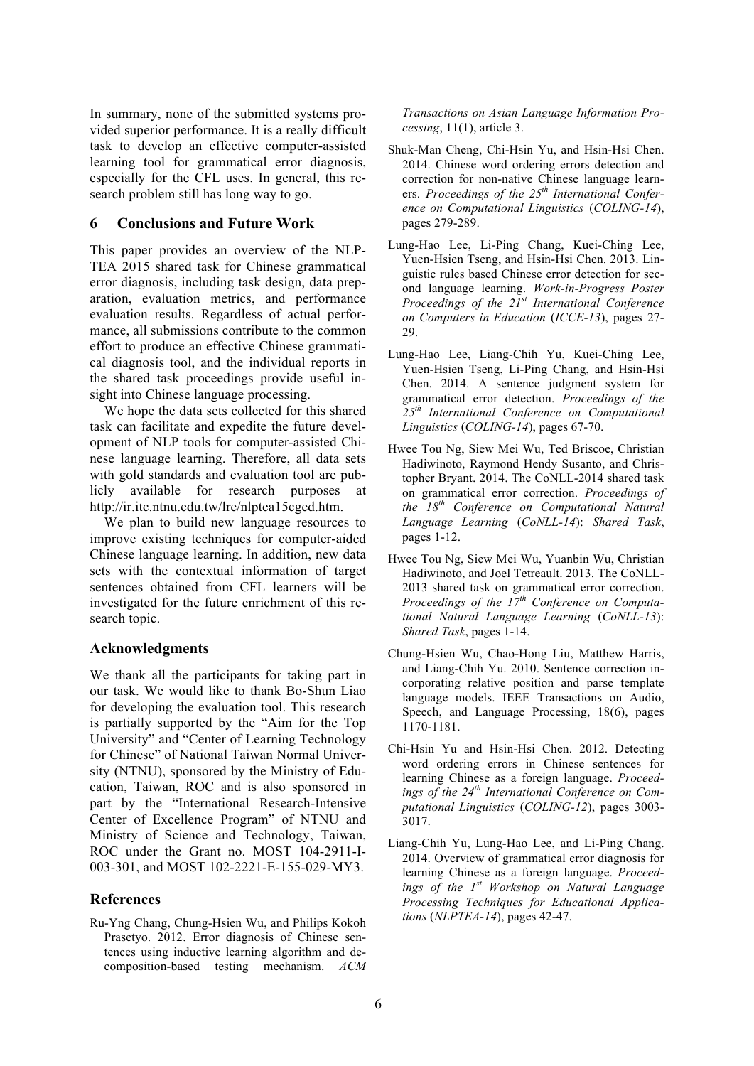In summary, none of the submitted systems provided superior performance. It is a really difficult task to develop an effective computer-assisted learning tool for grammatical error diagnosis, especially for the CFL uses. In general, this research problem still has long way to go.

## 6 Conclusions and Future Work

This paper provides an overview of the NLP-TEA 2015 shared task for Chinese grammatical error diagnosis, including task design, data preparation, evaluation metrics, and performance evaluation results. Regardless of actual performance, all submissions contribute to the common effort to produce an effective Chinese grammatical diagnosis tool, and the individual reports in the shared task proceedings provide useful insight into Chinese language processing.

We hope the data sets collected for this shared task can facilitate and expedite the future development of NLP tools for computer-assisted Chinese language learning. Therefore, all data sets with gold standards and evaluation tool are publicly available for research purposes at http://ir.itc.ntnu.edu.tw/lre/nlptea15cged.htm.

We plan to build new language resources to improve existing techniques for computer-aided Chinese language learning. In addition, new data sets with the contextual information of target sentences obtained from CFL learners will be investigated for the future enrichment of this research topic.

## Acknowledgments

We thank all the participants for taking part in our task. We would like to thank Bo-Shun Liao for developing the evaluation tool. This research is partially supported by the "Aim for the Top University" and "Center of Learning Technology for Chinese" of National Taiwan Normal University (NTNU), sponsored by the Ministry of Education, Taiwan, ROC and is also sponsored in part by the "International Research-Intensive Center of Excellence Program" of NTNU and Ministry of Science and Technology, Taiwan, ROC under the Grant no. MOST 104-2911-I-003-301, and MOST 102-2221-E-155-029-MY3.

## References

Ru-Yng Chang, Chung-Hsien Wu, and Philips Kokoh Prasetyo. 2012. Error diagnosis of Chinese sentences using inductive learning algorithm and decomposition-based testing mechanism. *ACM Transactions on Asian Language Information Processing*, 11(1), article 3.

Shuk-Man Cheng, Chi-Hsin Yu, and Hsin-Hsi Chen. 2014. Chinese word ordering errors detection and correction for non-native Chinese language learners. *Proceedings of the 25th International Conference on Computational Linguistics* (*COLING-14*), pages 279-289.

Lung-Hao Lee, Li-Ping Chang, Kuei-Ching Lee, Yuen-Hsien Tseng, and Hsin-Hsi Chen. 2013. Linguistic rules based Chinese error detection for second language learning. *Work-in-Progress Poster Proceedings of the 21st International Conference on Computers in Education* (*ICCE-13*), pages 27-29.

Lung-Hao Lee, Liang-Chih Yu, Kuei-Ching Lee, Yuen-Hsien Tseng, Li-Ping Chang, and Hsin-Hsi Chen. 2014. A sentence judgment system for grammatical error detection. *Proceedings of the 25th International Conference on Computational Linguistics* (*COLING-14*), pages 67-70.

Hwee Tou Ng, Siew Mei Wu, Ted Briscoe, Christian Hadiwinoto, Raymond Hendy Susanto, and Christopher Bryant. 2014. The CoNLL-2014 shared task on grammatical error correction. *Proceedings of the 18th Conference on Computational Natural Language Learning* (*CoNLL-14*): *Shared Task*, pages 1-12.

Hwee Tou Ng, Siew Mei Wu, Yuanbin Wu, Christian Hadiwinoto, and Joel Tetreault. 2013. The CoNLL-2013 shared task on grammatical error correction. *Proceedings of the 17th Conference on Computational Natural Language Learning* (*CoNLL-13*): *Shared Task*, pages 1-14.

Chung-Hsien Wu, Chao-Hong Liu, Matthew Harris, and Liang-Chih Yu. 2010. Sentence correction incorporating relative position and parse template language models. IEEE Transactions on Audio, Speech, and Language Processing, 18(6), pages 1170-1181.

Chi-Hsin Yu and Hsin-Hsi Chen. 2012. Detecting word ordering errors in Chinese sentences for learning Chinese as a foreign language. *Proceedings of the 24th International Conference on Computational Linguistics* (*COLING-12*), pages 3003-3017.

Liang-Chih Yu, Lung-Hao Lee, and Li-Ping Chang. 2014. Overview of grammatical error diagnosis for learning Chinese as a foreign language. *Proceedings of the 1st Workshop on Natural Language Processing Techniques for Educational Applications* (*NLPTEA-14*), pages 42-47.